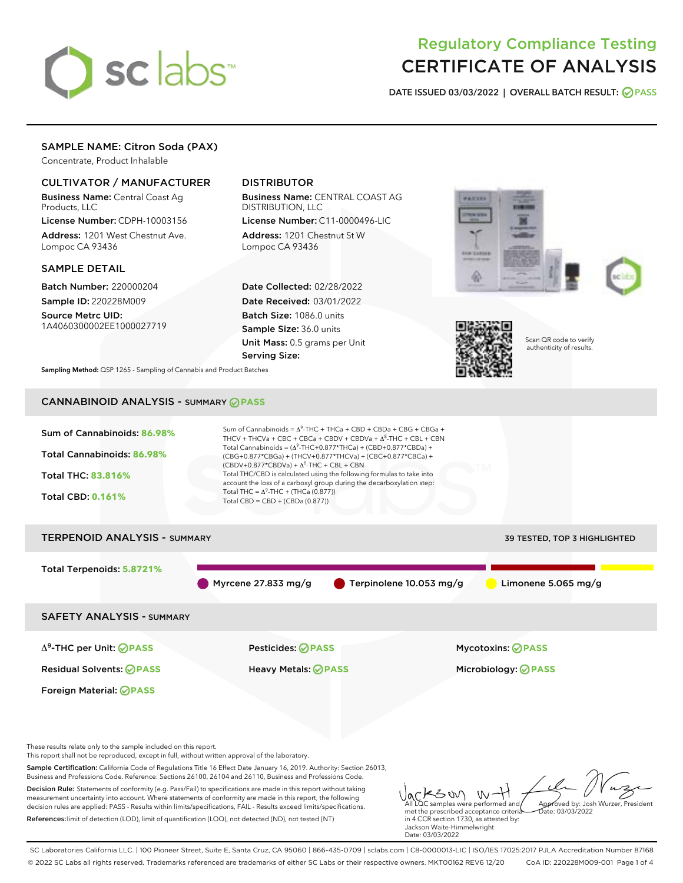# Regulatory Compliance Testing
# CERTIFICATE OF ANALYSIS

**DATE ISSUED 03/03/2022 | OVERALL BATCH RESULT: PASS**

## SAMPLE NAME: Citron Soda (PAX)

Concentrate, Product Inhalable

### CULTIVATOR / MANUFACTURER

**Business Name:** Central Coast Ag Products, LLC

**License Number:** CDPH-10003156

**Address:** 1201 West Chestnut Ave. Lompoc CA 93436

### DISTRIBUTOR

**Business Name:** CENTRAL COAST AG DISTRIBUTION, LLC

**License Number:** C11-0000496-LIC

**Address:** 1201 Chestnut St W Lompoc CA 93436

### SAMPLE DETAIL

**Batch Number:** 220000204

**Sample ID:** 220228M009

**Source Metrc UID:** 1A4060300002EE1000027719

**Date Collected:** 02/28/2022

**Date Received:** 03/01/2022

**Batch Size:** 1086.0 units

**Sample Size:** 36.0 units

**Unit Mass:** 0.5 grams per Unit

**Serving Size:**

Scan QR code to verify authenticity of results.

**Sampling Method:** QSP 1265 - Sampling of Cannabis and Product Batches

## CANNABINOID ANALYSIS - SUMMARY PASS

**Sum of Cannabinoids:** 86.98%

**Total Cannabinoids:** 86.98%

**Total THC:** 83.816%

**Total CBD:** 0.161%

Sum of Cannabinoids = $\Delta^9$-THC + THCa + CBD + CBDa + CBG + CBGa + THCV + THCVa + CBC + CBCa + CBDV + CBDVa + $\Delta^8$-THC + CBL + CBN

Total Cannabinoids = ($\Delta^9$-THC+0.877*THCa) + (CBD+0.877*CBDa) + (CBG+0.877*CBGa) + (THCV+0.877*THCVa) + (CBC+0.877*CBCa) + (CBDV+0.877*CBDVa) + $\Delta^8$-THC + CBL + CBN

Total THC/CBD is calculated using the following formulas to take into account the loss of a carboxyl group during the decarboxylation step:

Total THC = $\Delta^9$-THC + (THCa (0.877))

Total CBD = CBD + (CBDa (0.877))

## TERPENOID ANALYSIS - SUMMARY

39 TESTED, TOP 3 HIGHLIGHTED

**Total Terpenoids:** 5.8721%

Myrcene 27.833 mg/g | Terpinolene 10.053 mg/g | Limonene 5.065 mg/g

## SAFETY ANALYSIS - SUMMARY

| | | |
|---|---|---|
| $\Delta^9$-THC per Unit: PASS | Pesticides: PASS | Mycotoxins: PASS |
| Residual Solvents: PASS | Heavy Metals: PASS | Microbiology: PASS |
| Foreign Material: PASS | | |

These results relate only to the sample included on this report.
This report shall not be reproduced, except in full, without written approval of the laboratory.

**Sample Certification:** California Code of Regulations Title 16 Effect Date January 16, 2019. Authority: Section 26013, Business and Professions Code. Reference: Sections 26100, 26104 and 26110, Business and Professions Code.

**Decision Rule:** Statements of conformity (e.g. Pass/Fail) to specifications are made in this report without taking measurement uncertainty into account. Where statements of conformity are made in this report, the following decision rules are applied: PASS - Results within limits/specifications, FAIL - Results exceed limits/specifications.

**References:** limit of detection (LOD), limit of quantification (LOQ), not detected (ND), not tested (NT)

All LQC samples were performed and met the prescribed acceptance criteria in 4 CCR section 1730, as attested by: Jackson Waite-Himmelwright
Date: 03/03/2022

Approved by: Josh Wurzer, President
Date: 03/03/2022

SC Laboratories California LLC. | 100 Pioneer Street, Suite E, Santa Cruz, CA 95060 | 866-435-0709 | sclabs.com | C8-0000013-LIC | ISO/IES 17025:2017 PJLA Accreditation Number 87168
© 2022 SC Labs all rights reserved. Trademarks referenced are trademarks of either SC Labs or their respective owners. MKT00162 REV6 12/20 CoA ID: 220228M009-001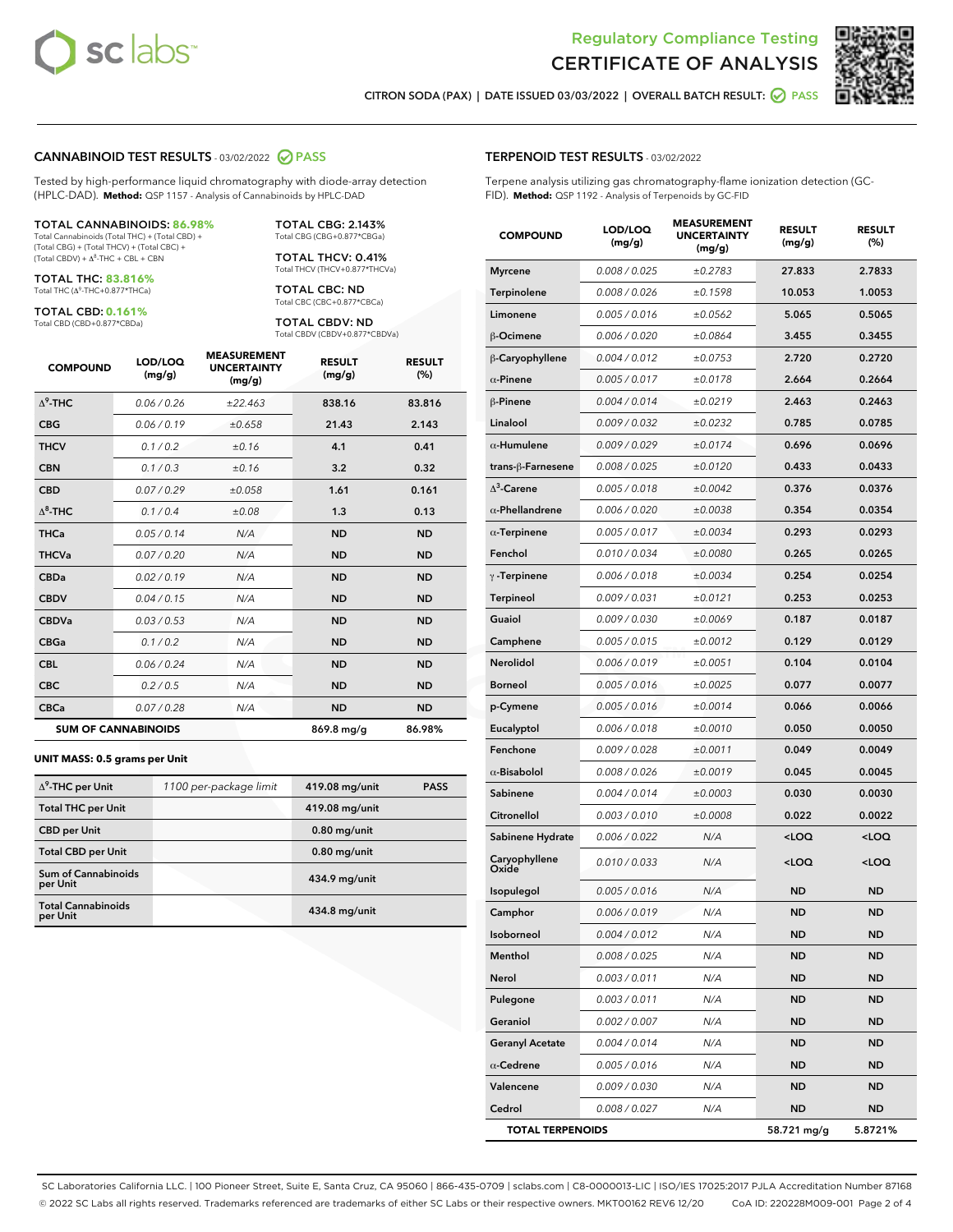# Regulatory Compliance Testing
# CERTIFICATE OF ANALYSIS

CITRON SODA (PAX) | DATE ISSUED 03/03/2022 | OVERALL BATCH RESULT: PASS

## CANNABINOID TEST RESULTS - 03/02/2022 PASS

Tested by high-performance liquid chromatography with diode-array detection (HPLC-DAD). **Method:** QSP 1157 - Analysis of Cannabinoids by HPLC-DAD

**TOTAL CANNABINOIDS: 86.98%**
Total Cannabinoids (Total THC) + (Total CBD) + (Total CBG) + (Total THCV) + (Total CBC) + (Total CBDV) + $\Delta^8$-THC + CBL + CBN

**TOTAL THC: 83.816%**
Total THC ($\Delta^9$-THC+0.877*THCa)

**TOTAL CBD: 0.161%**
Total CBD (CBD+0.877*CBDa)

**TOTAL CBG: 2.143%**
Total CBG (CBG+0.877*CBGa)

**TOTAL THCV: 0.41%**
Total THCV (THCV+0.877*THCVa)

**TOTAL CBC: ND**
Total CBC (CBC+0.877*CBCa)

**TOTAL CBDV: ND**
Total CBDV (CBDV+0.877*CBDVa)

| COMPOUND | LOD/LOQ (mg/g) | MEASUREMENT UNCERTAINTY (mg/g) | RESULT (mg/g) | RESULT (%) |
|---|---|---|---|---|
| $\Delta^9$-THC | 0.06 / 0.26 | ±22.463 | 838.16 | 83.816 |
| CBG | 0.06 / 0.19 | ±0.658 | 21.43 | 2.143 |
| THCV | 0.1 / 0.2 | ±0.16 | 4.1 | 0.41 |
| CBN | 0.1 / 0.3 | ±0.16 | 3.2 | 0.32 |
| CBD | 0.07 / 0.29 | ±0.058 | 1.61 | 0.161 |
| $\Delta^8$-THC | 0.1 / 0.4 | ±0.08 | 1.3 | 0.13 |
| THCa | 0.05 / 0.14 | N/A | ND | ND |
| THCVa | 0.07 / 0.20 | N/A | ND | ND |
| CBDa | 0.02 / 0.19 | N/A | ND | ND |
| CBDV | 0.04 / 0.15 | N/A | ND | ND |
| CBDVa | 0.03 / 0.53 | N/A | ND | ND |
| CBGa | 0.1 / 0.2 | N/A | ND | ND |
| CBL | 0.06 / 0.24 | N/A | ND | ND |
| CBC | 0.2 / 0.5 | N/A | ND | ND |
| CBCa | 0.07 / 0.28 | N/A | ND | ND |
| **SUM OF CANNABINOIDS** | | | 869.8 mg/g | 86.98% |

**UNIT MASS: 0.5 grams per Unit**

| | | | |
|---|---|---|---|
| $\Delta^9$-THC per Unit | 1100 per-package limit | 419.08 mg/unit | PASS |
| Total THC per Unit | | 419.08 mg/unit | |
| CBD per Unit | | 0.80 mg/unit | |
| Total CBD per Unit | | 0.80 mg/unit | |
| Sum of Cannabinoids per Unit | | 434.9 mg/unit | |
| Total Cannabinoids per Unit | | 434.8 mg/unit | |

## TERPENOID TEST RESULTS - 03/02/2022

Terpene analysis utilizing gas chromatography-flame ionization detection (GC-FID). **Method:** QSP 1192 - Analysis of Terpenoids by GC-FID

| COMPOUND | LOD/LOQ (mg/g) | MEASUREMENT UNCERTAINTY (mg/g) | RESULT (mg/g) | RESULT (%) |
|---|---|---|---|---|
| Myrcene | 0.008 / 0.025 | ±0.2783 | 27.833 | 2.7833 |
| Terpinolene | 0.008 / 0.026 | ±0.1598 | 10.053 | 1.0053 |
| Limonene | 0.005 / 0.016 | ±0.0562 | 5.065 | 0.5065 |
| β-Ocimene | 0.006 / 0.020 | ±0.0864 | 3.455 | 0.3455 |
| β-Caryophyllene | 0.004 / 0.012 | ±0.0753 | 2.720 | 0.2720 |
| α-Pinene | 0.005 / 0.017 | ±0.0178 | 2.664 | 0.2664 |
| β-Pinene | 0.004 / 0.014 | ±0.0219 | 2.463 | 0.2463 |
| Linalool | 0.009 / 0.032 | ±0.0232 | 0.785 | 0.0785 |
| α-Humulene | 0.009 / 0.029 | ±0.0174 | 0.696 | 0.0696 |
| trans-β-Farnesene | 0.008 / 0.025 | ±0.0120 | 0.433 | 0.0433 |
| $\Delta^3$-Carene | 0.005 / 0.018 | ±0.0042 | 0.376 | 0.0376 |
| α-Phellandrene | 0.006 / 0.020 | ±0.0038 | 0.354 | 0.0354 |
| α-Terpinene | 0.005 / 0.017 | ±0.0034 | 0.293 | 0.0293 |
| Fenchol | 0.010 / 0.034 | ±0.0080 | 0.265 | 0.0265 |
| γ-Terpinene | 0.006 / 0.018 | ±0.0034 | 0.254 | 0.0254 |
| Terpineol | 0.009 / 0.031 | ±0.0121 | 0.253 | 0.0253 |
| Guaiol | 0.009 / 0.030 | ±0.0069 | 0.187 | 0.0187 |
| Camphene | 0.005 / 0.015 | ±0.0012 | 0.129 | 0.0129 |
| Nerolidol | 0.006 / 0.019 | ±0.0051 | 0.104 | 0.0104 |
| Borneol | 0.005 / 0.016 | ±0.0025 | 0.077 | 0.0077 |
| p-Cymene | 0.005 / 0.016 | ±0.0014 | 0.066 | 0.0066 |
| Eucalyptol | 0.006 / 0.018 | ±0.0010 | 0.050 | 0.0050 |
| Fenchone | 0.009 / 0.028 | ±0.0011 | 0.049 | 0.0049 |
| α-Bisabolol | 0.008 / 0.026 | ±0.0019 | 0.045 | 0.0045 |
| Sabinene | 0.004 / 0.014 | ±0.0003 | 0.030 | 0.0030 |
| Citronellol | 0.003 / 0.010 | ±0.0008 | 0.022 | 0.0022 |
| Sabinene Hydrate | 0.006 / 0.022 | N/A | <LOQ | <LOQ |
| Caryophyllene Oxide | 0.010 / 0.033 | N/A | <LOQ | <LOQ |
| Isopulegol | 0.005 / 0.016 | N/A | ND | ND |
| Camphor | 0.006 / 0.019 | N/A | ND | ND |
| Isoborneol | 0.004 / 0.012 | N/A | ND | ND |
| Menthol | 0.008 / 0.025 | N/A | ND | ND |
| Nerol | 0.003 / 0.011 | N/A | ND | ND |
| Pulegone | 0.003 / 0.011 | N/A | ND | ND |
| Geraniol | 0.002 / 0.007 | N/A | ND | ND |
| Geranyl Acetate | 0.004 / 0.014 | N/A | ND | ND |
| α-Cedrene | 0.005 / 0.016 | N/A | ND | ND |
| Valencene | 0.009 / 0.030 | N/A | ND | ND |
| Cedrol | 0.008 / 0.027 | N/A | ND | ND |
| **TOTAL TERPENOIDS** | | | 58.721 mg/g | 5.8721% |

SC Laboratories California LLC. | 100 Pioneer Street, Suite E, Santa Cruz, CA 95060 | 866-435-0709 | sclabs.com | C8-0000013-LIC | ISO/IES 17025:2017 PJLA Accreditation Number 87168
© 2022 SC Labs all rights reserved. Trademarks referenced are trademarks of either SC Labs or their respective owners. MKT00162 REV6 12/20 CoA ID: 220228M009-001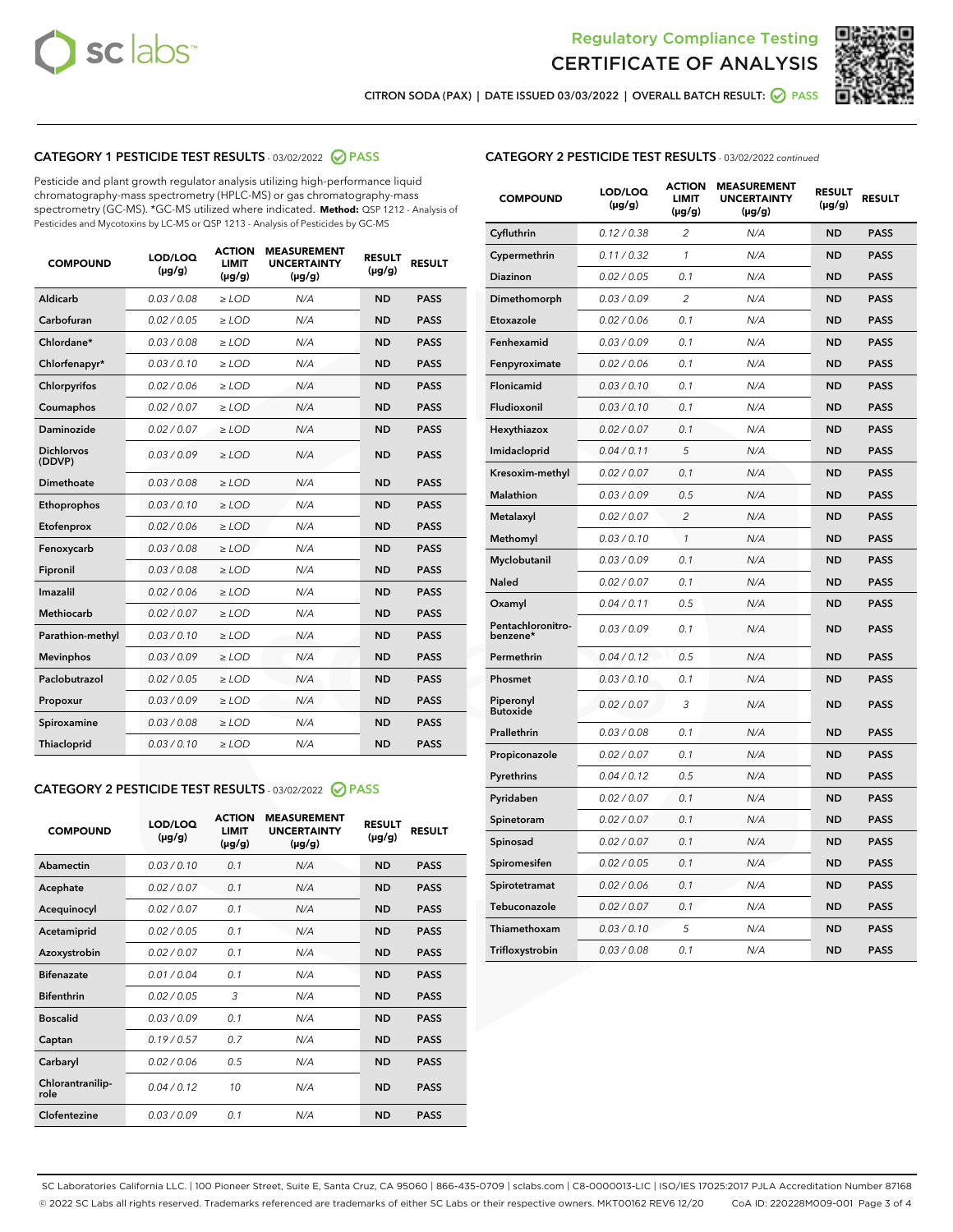Regulatory Compliance Testing

# CERTIFICATE OF ANALYSIS

CITRON SODA (PAX) | DATE ISSUED 03/03/2022 | OVERALL BATCH RESULT: PASS

## CATEGORY 1 PESTICIDE TEST RESULTS - 03/02/2022 PASS

Pesticide and plant growth regulator analysis utilizing high-performance liquid chromatography-mass spectrometry (HPLC-MS) or gas chromatography-mass spectrometry (GC-MS). *GC-MS utilized where indicated. **Method:** QSP 1212 - Analysis of Pesticides and Mycotoxins by LC-MS or QSP 1213 - Analysis of Pesticides by GC-MS

| COMPOUND | LOD/LOQ (µg/g) | ACTION LIMIT (µg/g) | MEASUREMENT UNCERTAINTY (µg/g) | RESULT (µg/g) | RESULT |
|---|---|---|---|---|---|
| Aldicarb | 0.03 / 0.08 | ≥ LOD | N/A | ND | PASS |
| Carbofuran | 0.02 / 0.05 | ≥ LOD | N/A | ND | PASS |
| Chlordane* | 0.03 / 0.08 | ≥ LOD | N/A | ND | PASS |
| Chlorfenapyr* | 0.03 / 0.10 | ≥ LOD | N/A | ND | PASS |
| Chlorpyrifos | 0.02 / 0.06 | ≥ LOD | N/A | ND | PASS |
| Coumaphos | 0.02 / 0.07 | ≥ LOD | N/A | ND | PASS |
| Daminozide | 0.02 / 0.07 | ≥ LOD | N/A | ND | PASS |
| Dichlorvos (DDVP) | 0.03 / 0.09 | ≥ LOD | N/A | ND | PASS |
| Dimethoate | 0.03 / 0.08 | ≥ LOD | N/A | ND | PASS |
| Ethoprophos | 0.03 / 0.10 | ≥ LOD | N/A | ND | PASS |
| Etofenprox | 0.02 / 0.06 | ≥ LOD | N/A | ND | PASS |
| Fenoxycarb | 0.03 / 0.08 | ≥ LOD | N/A | ND | PASS |
| Fipronil | 0.03 / 0.08 | ≥ LOD | N/A | ND | PASS |
| Imazalil | 0.02 / 0.06 | ≥ LOD | N/A | ND | PASS |
| Methiocarb | 0.02 / 0.07 | ≥ LOD | N/A | ND | PASS |
| Parathion-methyl | 0.03 / 0.10 | ≥ LOD | N/A | ND | PASS |
| Mevinphos | 0.03 / 0.09 | ≥ LOD | N/A | ND | PASS |
| Paclobutrazol | 0.02 / 0.05 | ≥ LOD | N/A | ND | PASS |
| Propoxur | 0.03 / 0.09 | ≥ LOD | N/A | ND | PASS |
| Spiroxamine | 0.03 / 0.08 | ≥ LOD | N/A | ND | PASS |
| Thiacloprid | 0.03 / 0.10 | ≥ LOD | N/A | ND | PASS |

## CATEGORY 2 PESTICIDE TEST RESULTS - 03/02/2022 PASS

| COMPOUND | LOD/LOQ (µg/g) | ACTION LIMIT (µg/g) | MEASUREMENT UNCERTAINTY (µg/g) | RESULT (µg/g) | RESULT |
|---|---|---|---|---|---|
| Abamectin | 0.03 / 0.10 | 0.1 | N/A | ND | PASS |
| Acephate | 0.02 / 0.07 | 0.1 | N/A | ND | PASS |
| Acequinocyl | 0.02 / 0.07 | 0.1 | N/A | ND | PASS |
| Acetamiprid | 0.02 / 0.05 | 0.1 | N/A | ND | PASS |
| Azoxystrobin | 0.02 / 0.07 | 0.1 | N/A | ND | PASS |
| Bifenazate | 0.01 / 0.04 | 0.1 | N/A | ND | PASS |
| Bifenthrin | 0.02 / 0.05 | 3 | N/A | ND | PASS |
| Boscalid | 0.03 / 0.09 | 0.1 | N/A | ND | PASS |
| Captan | 0.19 / 0.57 | 0.7 | N/A | ND | PASS |
| Carbaryl | 0.02 / 0.06 | 0.5 | N/A | ND | PASS |
| Chlorantraniliprole | 0.04 / 0.12 | 10 | N/A | ND | PASS |
| Clofentezine | 0.03 / 0.09 | 0.1 | N/A | ND | PASS |
| Cyfluthrin | 0.12 / 0.38 | 2 | N/A | ND | PASS |
| Cypermethrin | 0.11 / 0.32 | 1 | N/A | ND | PASS |
| Diazinon | 0.02 / 0.05 | 0.1 | N/A | ND | PASS |
| Dimethomorph | 0.03 / 0.09 | 2 | N/A | ND | PASS |
| Etoxazole | 0.02 / 0.06 | 0.1 | N/A | ND | PASS |
| Fenhexamid | 0.03 / 0.09 | 0.1 | N/A | ND | PASS |
| Fenpyroximate | 0.02 / 0.06 | 0.1 | N/A | ND | PASS |
| Flonicamid | 0.03 / 0.10 | 0.1 | N/A | ND | PASS |
| Fludioxonil | 0.03 / 0.10 | 0.1 | N/A | ND | PASS |
| Hexythiazox | 0.02 / 0.07 | 0.1 | N/A | ND | PASS |
| Imidacloprid | 0.04 / 0.11 | 5 | N/A | ND | PASS |
| Kresoxim-methyl | 0.02 / 0.07 | 0.1 | N/A | ND | PASS |
| Malathion | 0.03 / 0.09 | 0.5 | N/A | ND | PASS |
| Metalaxyl | 0.02 / 0.07 | 2 | N/A | ND | PASS |
| Methomyl | 0.03 / 0.10 | 1 | N/A | ND | PASS |
| Myclobutanil | 0.03 / 0.09 | 0.1 | N/A | ND | PASS |
| Naled | 0.02 / 0.07 | 0.1 | N/A | ND | PASS |
| Oxamyl | 0.04 / 0.11 | 0.5 | N/A | ND | PASS |
| Pentachloronitrobenzene* | 0.03 / 0.09 | 0.1 | N/A | ND | PASS |
| Permethrin | 0.04 / 0.12 | 0.5 | N/A | ND | PASS |
| Phosmet | 0.03 / 0.10 | 0.1 | N/A | ND | PASS |
| Piperonyl Butoxide | 0.02 / 0.07 | 3 | N/A | ND | PASS |
| Prallethrin | 0.03 / 0.08 | 0.1 | N/A | ND | PASS |
| Propiconazole | 0.02 / 0.07 | 0.1 | N/A | ND | PASS |
| Pyrethrins | 0.04 / 0.12 | 0.5 | N/A | ND | PASS |
| Pyridaben | 0.02 / 0.07 | 0.1 | N/A | ND | PASS |
| Spinetoram | 0.02 / 0.07 | 0.1 | N/A | ND | PASS |
| Spinosad | 0.02 / 0.07 | 0.1 | N/A | ND | PASS |
| Spiromesifen | 0.02 / 0.05 | 0.1 | N/A | ND | PASS |
| Spirotetramat | 0.02 / 0.06 | 0.1 | N/A | ND | PASS |
| Tebuconazole | 0.02 / 0.07 | 0.1 | N/A | ND | PASS |
| Thiamethoxam | 0.03 / 0.10 | 5 | N/A | ND | PASS |
| Trifloxystrobin | 0.03 / 0.08 | 0.1 | N/A | ND | PASS |

SC Laboratories California LLC. | 100 Pioneer Street, Suite E, Santa Cruz, CA 95060 | 866-435-0709 | sclabs.com | C8-0000013-LIC | ISO/IES 17025:2017 PJLA Accreditation Number 87168
© 2022 SC Labs all rights reserved. Trademarks referenced are trademarks of either SC Labs or their respective owners. MKT00162 REV6 12/20 CoA ID: 220228M009-001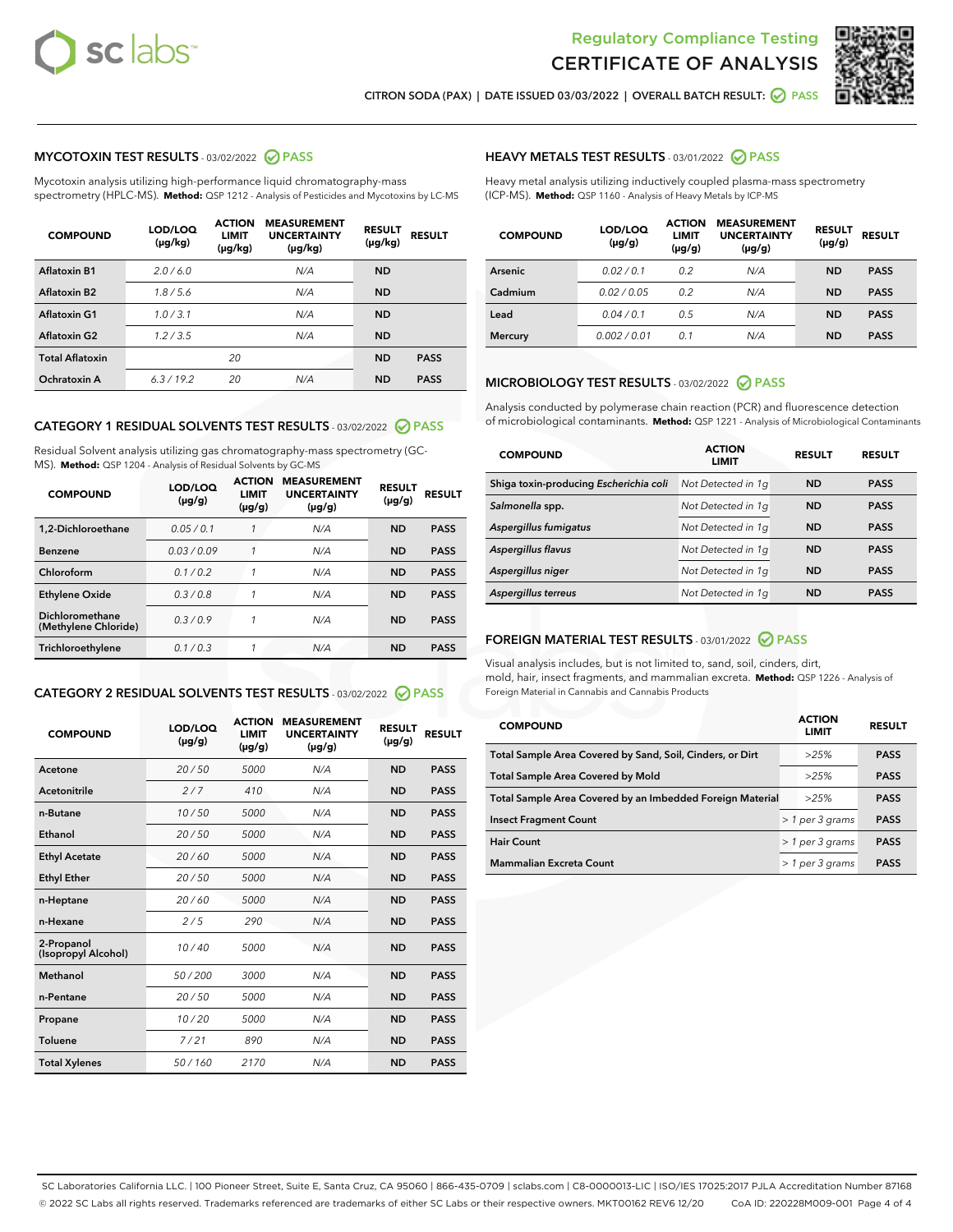# Regulatory Compliance Testing
# CERTIFICATE OF ANALYSIS

CITRON SODA (PAX) | DATE ISSUED 03/03/2022 | OVERALL BATCH RESULT: PASS

## MYCOTOXIN TEST RESULTS - 03/02/2022 PASS

Mycotoxin analysis utilizing high-performance liquid chromatography-mass spectrometry (HPLC-MS). **Method:** QSP 1212 - Analysis of Pesticides and Mycotoxins by LC-MS

| COMPOUND | LOD/LOQ (µg/kg) | ACTION LIMIT (µg/kg) | MEASUREMENT UNCERTAINTY (µg/kg) | RESULT (µg/kg) | RESULT |
|---|---|---|---|---|---|
| Aflatoxin B1 | 2.0 / 6.0 | | N/A | ND | |
| Aflatoxin B2 | 1.8 / 5.6 | | N/A | ND | |
| Aflatoxin G1 | 1.0 / 3.1 | | N/A | ND | |
| Aflatoxin G2 | 1.2 / 3.5 | | N/A | ND | |
| Total Aflatoxin | | 20 | | ND | PASS |
| Ochratoxin A | 6.3 / 19.2 | 20 | N/A | ND | PASS |

## CATEGORY 1 RESIDUAL SOLVENTS TEST RESULTS - 03/02/2022 PASS

Residual Solvent analysis utilizing gas chromatography-mass spectrometry (GC-MS). **Method:** QSP 1204 - Analysis of Residual Solvents by GC-MS

| COMPOUND | LOD/LOQ (µg/g) | ACTION LIMIT (µg/g) | MEASUREMENT UNCERTAINTY (µg/g) | RESULT (µg/g) | RESULT |
|---|---|---|---|---|---|
| 1,2-Dichloroethane | 0.05 / 0.1 | 1 | N/A | ND | PASS |
| Benzene | 0.03 / 0.09 | 1 | N/A | ND | PASS |
| Chloroform | 0.1 / 0.2 | 1 | N/A | ND | PASS |
| Ethylene Oxide | 0.3 / 0.8 | 1 | N/A | ND | PASS |
| Dichloromethane (Methylene Chloride) | 0.3 / 0.9 | 1 | N/A | ND | PASS |
| Trichloroethylene | 0.1 / 0.3 | 1 | N/A | ND | PASS |

## CATEGORY 2 RESIDUAL SOLVENTS TEST RESULTS - 03/02/2022 PASS

| COMPOUND | LOD/LOQ (µg/g) | ACTION LIMIT (µg/g) | MEASUREMENT UNCERTAINTY (µg/g) | RESULT (µg/g) | RESULT |
|---|---|---|---|---|---|
| Acetone | 20 / 50 | 5000 | N/A | ND | PASS |
| Acetonitrile | 2 / 7 | 410 | N/A | ND | PASS |
| n-Butane | 10 / 50 | 5000 | N/A | ND | PASS |
| Ethanol | 20 / 50 | 5000 | N/A | ND | PASS |
| Ethyl Acetate | 20 / 60 | 5000 | N/A | ND | PASS |
| Ethyl Ether | 20 / 50 | 5000 | N/A | ND | PASS |
| n-Heptane | 20 / 60 | 5000 | N/A | ND | PASS |
| n-Hexane | 2 / 5 | 290 | N/A | ND | PASS |
| 2-Propanol (Isopropyl Alcohol) | 10 / 40 | 5000 | N/A | ND | PASS |
| Methanol | 50 / 200 | 3000 | N/A | ND | PASS |
| n-Pentane | 20 / 50 | 5000 | N/A | ND | PASS |
| Propane | 10 / 20 | 5000 | N/A | ND | PASS |
| Toluene | 7 / 21 | 890 | N/A | ND | PASS |
| Total Xylenes | 50 / 160 | 2170 | N/A | ND | PASS |

## HEAVY METALS TEST RESULTS - 03/01/2022 PASS

Heavy metal analysis utilizing inductively coupled plasma-mass spectrometry (ICP-MS). **Method:** QSP 1160 - Analysis of Heavy Metals by ICP-MS

| COMPOUND | LOD/LOQ (µg/g) | ACTION LIMIT (µg/g) | MEASUREMENT UNCERTAINTY (µg/g) | RESULT (µg/g) | RESULT |
|---|---|---|---|---|---|
| Arsenic | 0.02 / 0.1 | 0.2 | N/A | ND | PASS |
| Cadmium | 0.02 / 0.05 | 0.2 | N/A | ND | PASS |
| Lead | 0.04 / 0.1 | 0.5 | N/A | ND | PASS |
| Mercury | 0.002 / 0.01 | 0.1 | N/A | ND | PASS |

## MICROBIOLOGY TEST RESULTS - 03/02/2022 PASS

Analysis conducted by polymerase chain reaction (PCR) and fluorescence detection of microbiological contaminants. **Method:** QSP 1221 - Analysis of Microbiological Contaminants

| COMPOUND | ACTION LIMIT | RESULT | RESULT |
|---|---|---|---|
| Shiga toxin-producing *Escherichia coli* | Not Detected in 1g | ND | PASS |
| *Salmonella* spp. | Not Detected in 1g | ND | PASS |
| *Aspergillus fumigatus* | Not Detected in 1g | ND | PASS |
| *Aspergillus flavus* | Not Detected in 1g | ND | PASS |
| *Aspergillus niger* | Not Detected in 1g | ND | PASS |
| *Aspergillus terreus* | Not Detected in 1g | ND | PASS |

## FOREIGN MATERIAL TEST RESULTS - 03/01/2022 PASS

Visual analysis includes, but is not limited to, sand, soil, cinders, dirt, mold, hair, insect fragments, and mammalian excreta. **Method:** QSP 1226 - Analysis of Foreign Material in Cannabis and Cannabis Products

| COMPOUND | ACTION LIMIT | RESULT |
|---|---|---|
| Total Sample Area Covered by Sand, Soil, Cinders, or Dirt | >25% | PASS |
| Total Sample Area Covered by Mold | >25% | PASS |
| Total Sample Area Covered by an Imbedded Foreign Material | >25% | PASS |
| Insect Fragment Count | > 1 per 3 grams | PASS |
| Hair Count | > 1 per 3 grams | PASS |
| Mammalian Excreta Count | > 1 per 3 grams | PASS |

SC Laboratories California LLC. | 100 Pioneer Street, Suite E, Santa Cruz, CA 95060 | 866-435-0709 | sclabs.com | C8-0000013-LIC | ISO/IES 17025:2017 PJLA Accreditation Number 87168
© 2022 SC Labs all rights reserved. Trademarks referenced are trademarks of either SC Labs or their respective owners. MKT00162 REV6 12/20 CoA ID: 220228M009-001